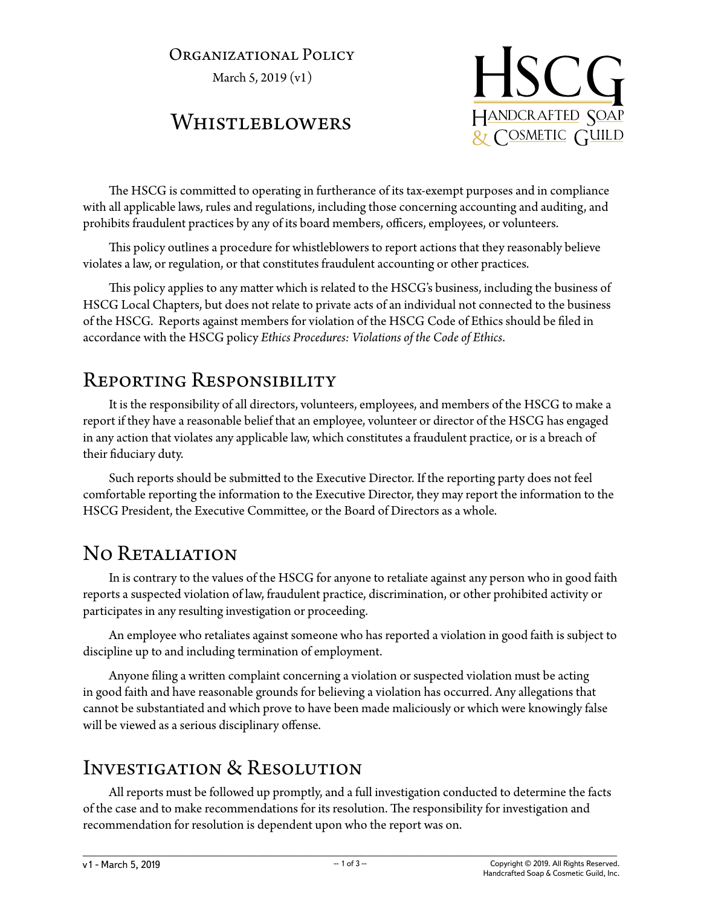Organizational Policy

March 5, 2019 (v1)

# Whistleblowers

HSCG
Handcrafted Soap & Cosmetic Guild

The HSCG is committed to operating in furtherance of its tax-exempt purposes and in compliance with all applicable laws, rules and regulations, including those concerning accounting and auditing, and prohibits fraudulent practices by any of its board members, officers, employees, or volunteers.

This policy outlines a procedure for whistleblowers to report actions that they reasonably believe violates a law, or regulation, or that constitutes fraudulent accounting or other practices.

This policy applies to any matter which is related to the HSCG's business, including the business of HSCG Local Chapters, but does not relate to private acts of an individual not connected to the business of the HSCG. Reports against members for violation of the HSCG Code of Ethics should be filed in accordance with the HSCG policy *Ethics Procedures: Violations of the Code of Ethics*.

## Reporting Responsibility

It is the responsibility of all directors, volunteers, employees, and members of the HSCG to make a report if they have a reasonable belief that an employee, volunteer or director of the HSCG has engaged in any action that violates any applicable law, which constitutes a fraudulent practice, or is a breach of their fiduciary duty.

Such reports should be submitted to the Executive Director. If the reporting party does not feel comfortable reporting the information to the Executive Director, they may report the information to the HSCG President, the Executive Committee, or the Board of Directors as a whole.

## No Retaliation

In is contrary to the values of the HSCG for anyone to retaliate against any person who in good faith reports a suspected violation of law, fraudulent practice, discrimination, or other prohibited activity or participates in any resulting investigation or proceeding.

An employee who retaliates against someone who has reported a violation in good faith is subject to discipline up to and including termination of employment.

Anyone filing a written complaint concerning a violation or suspected violation must be acting in good faith and have reasonable grounds for believing a violation has occurred. Any allegations that cannot be substantiated and which prove to have been made maliciously or which were knowingly false will be viewed as a serious disciplinary offense.

## Investigation & Resolution

All reports must be followed up promptly, and a full investigation conducted to determine the facts of the case and to make recommendations for its resolution. The responsibility for investigation and recommendation for resolution is dependent upon who the report was on.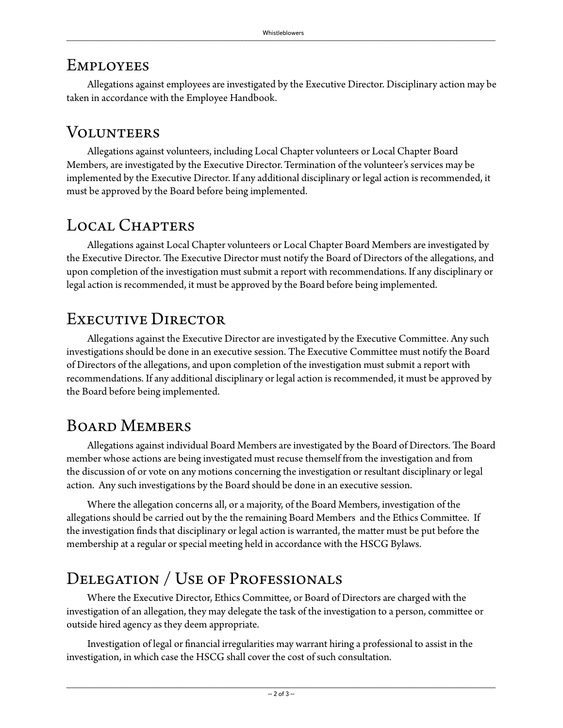## Employees

Allegations against employees are investigated by the Executive Director. Disciplinary action may be taken in accordance with the Employee Handbook.

## Volunteers

Allegations against volunteers, including Local Chapter volunteers or Local Chapter Board Members, are investigated by the Executive Director. Termination of the volunteer's services may be implemented by the Executive Director. If any additional disciplinary or legal action is recommended, it must be approved by the Board before being implemented.

## Local Chapters

Allegations against Local Chapter volunteers or Local Chapter Board Members are investigated by the Executive Director. The Executive Director must notify the Board of Directors of the allegations, and upon completion of the investigation must submit a report with recommendations. If any disciplinary or legal action is recommended, it must be approved by the Board before being implemented.

## Executive Director

Allegations against the Executive Director are investigated by the Executive Committee. Any such investigations should be done in an executive session. The Executive Committee must notify the Board of Directors of the allegations, and upon completion of the investigation must submit a report with recommendations. If any additional disciplinary or legal action is recommended, it must be approved by the Board before being implemented.

## Board Members

Allegations against individual Board Members are investigated by the Board of Directors. The Board member whose actions are being investigated must recuse themself from the investigation and from the discussion of or vote on any motions concerning the investigation or resultant disciplinary or legal action. Any such investigations by the Board should be done in an executive session.

Where the allegation concerns all, or a majority, of the Board Members, investigation of the allegations should be carried out by the the remaining Board Members and the Ethics Committee. If the investigation finds that disciplinary or legal action is warranted, the matter must be put before the membership at a regular or special meeting held in accordance with the HSCG Bylaws.

## Delegation / Use of Professionals

Where the Executive Director, Ethics Committee, or Board of Directors are charged with the investigation of an allegation, they may delegate the task of the investigation to a person, committee or outside hired agency as they deem appropriate.

Investigation of legal or financial irregularities may warrant hiring a professional to assist in the investigation, in which case the HSCG shall cover the cost of such consultation.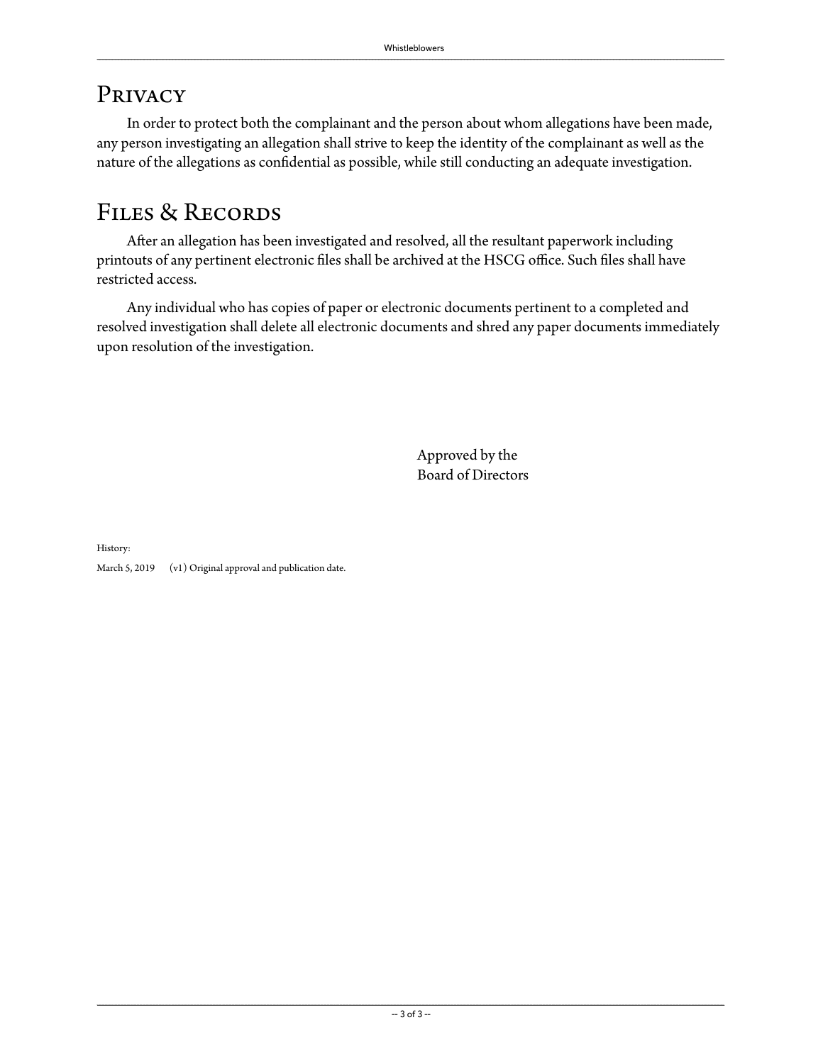## Privacy

In order to protect both the complainant and the person about whom allegations have been made, any person investigating an allegation shall strive to keep the identity of the complainant as well as the nature of the allegations as confidential as possible, while still conducting an adequate investigation.

## Files & Records

After an allegation has been investigated and resolved, all the resultant paperwork including printouts of any pertinent electronic files shall be archived at the HSCG office. Such files shall have restricted access.

Any individual who has copies of paper or electronic documents pertinent to a completed and resolved investigation shall delete all electronic documents and shred any paper documents immediately upon resolution of the investigation.

Approved by the
Board of Directors

History:

March 5, 2019 (v1) Original approval and publication date.